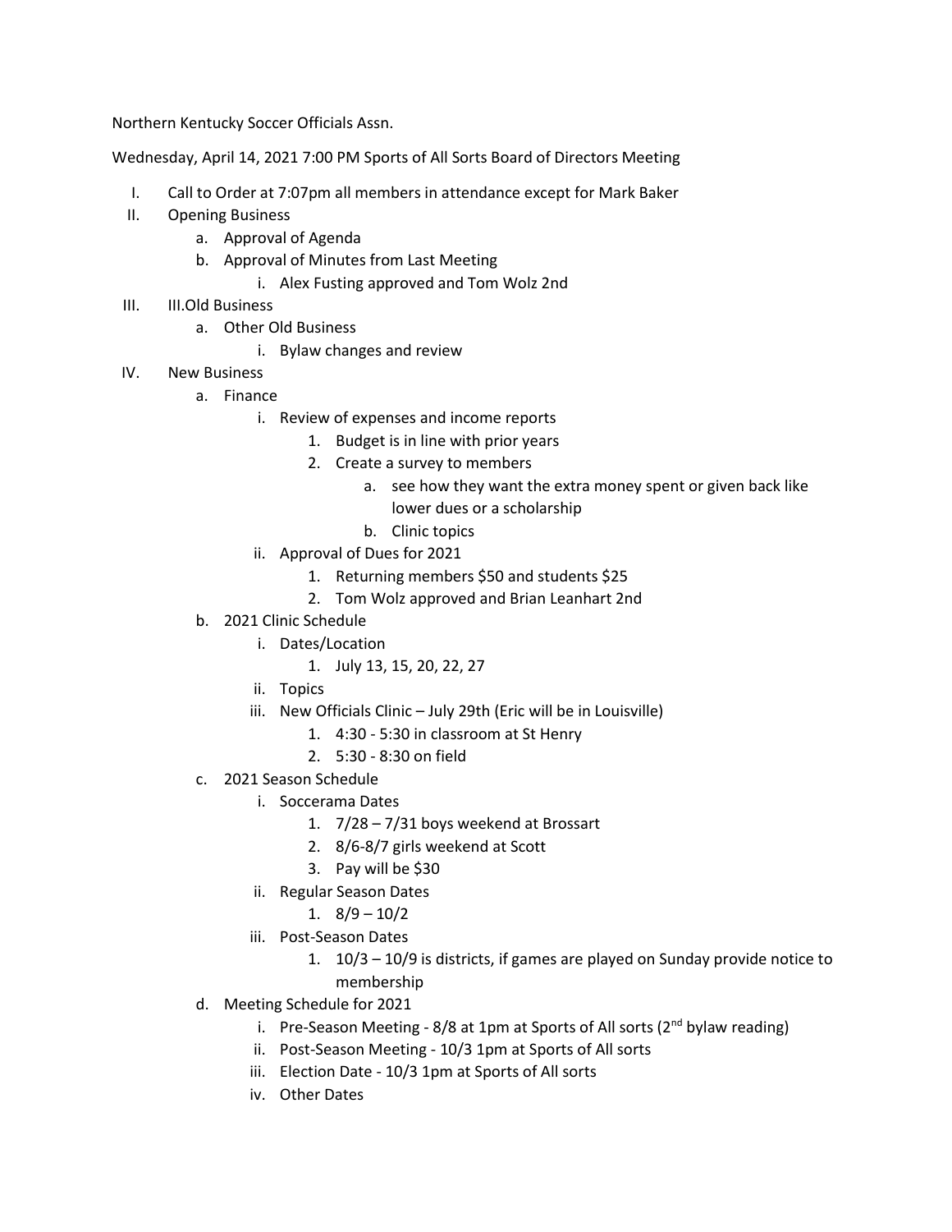Northern Kentucky Soccer Officials Assn.

Wednesday, April 14, 2021 7:00 PM Sports of All Sorts Board of Directors Meeting

I. Call to Order at 7:07pm all members in attendance except for Mark Baker

II. Opening Business
   a. Approval of Agenda
   b. Approval of Minutes from Last Meeting
      i. Alex Fusting approved and Tom Wolz 2nd

III. III.Old Business
   a. Other Old Business
      i. Bylaw changes and review

IV. New Business
   a. Finance
      i. Review of expenses and income reports
         1. Budget is in line with prior years
         2. Create a survey to members
            a. see how they want the extra money spent or given back like lower dues or a scholarship
            b. Clinic topics
      ii. Approval of Dues for 2021
         1. Returning members $50 and students $25
         2. Tom Wolz approved and Brian Leanhart 2nd
   b. 2021 Clinic Schedule
      i. Dates/Location
         1. July 13, 15, 20, 22, 27
      ii. Topics
      iii. New Officials Clinic – July 29th (Eric will be in Louisville)
         1. 4:30 - 5:30 in classroom at St Henry
         2. 5:30 - 8:30 on field
   c. 2021 Season Schedule
      i. Soccerama Dates
         1. 7/28 – 7/31 boys weekend at Brossart
         2. 8/6-8/7 girls weekend at Scott
         3. Pay will be $30
      ii. Regular Season Dates
         1. 8/9 – 10/2
      iii. Post-Season Dates
         1. 10/3 – 10/9 is districts, if games are played on Sunday provide notice to membership
   d. Meeting Schedule for 2021
      i. Pre-Season Meeting - 8/8 at 1pm at Sports of All sorts (2nd bylaw reading)
      ii. Post-Season Meeting - 10/3 1pm at Sports of All sorts
      iii. Election Date - 10/3 1pm at Sports of All sorts
      iv. Other Dates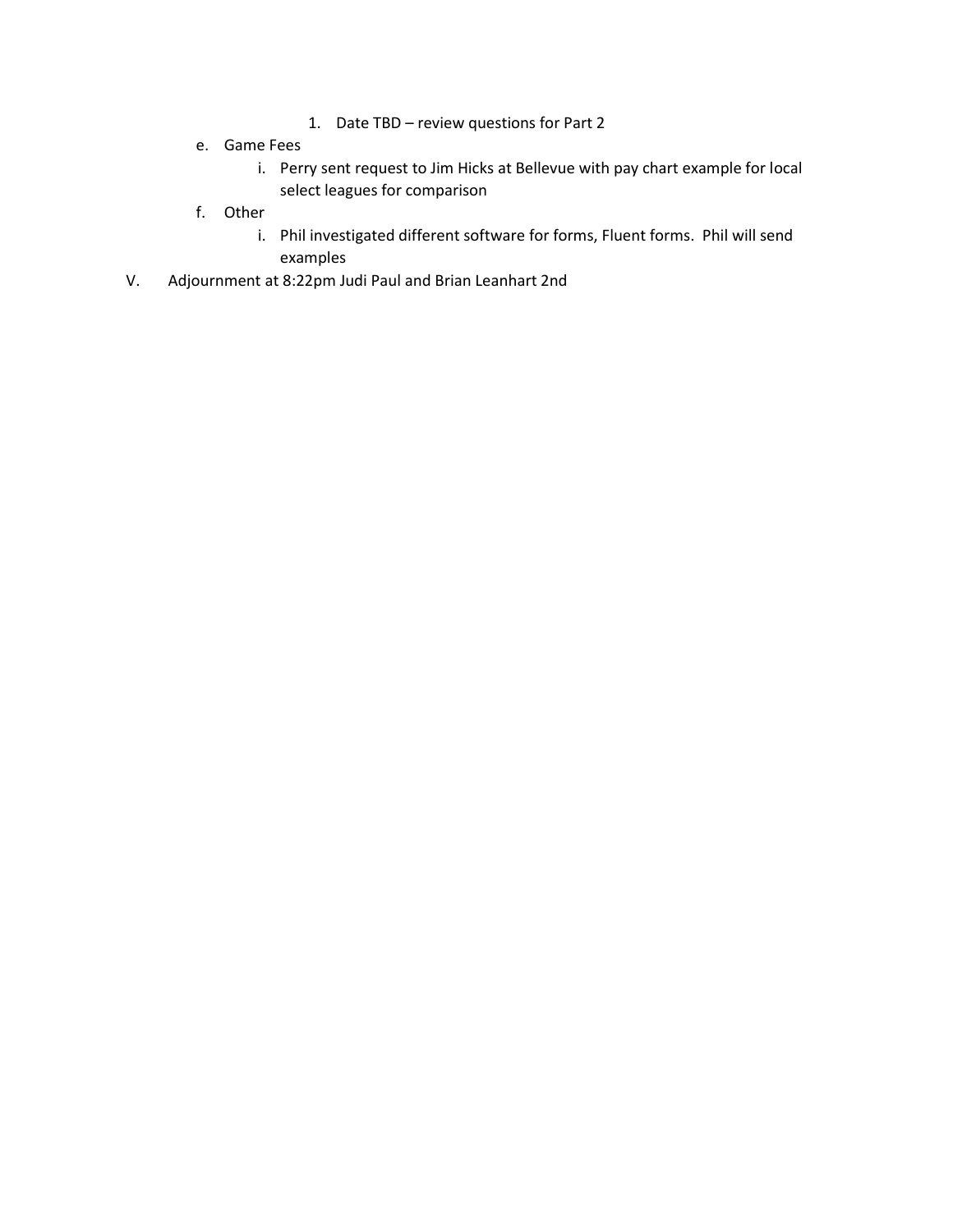1. Date TBD – review questions for Part 2

e. Game Fees
    i. Perry sent request to Jim Hicks at Bellevue with pay chart example for local select leagues for comparison

f. Other
    i. Phil investigated different software for forms, Fluent forms. Phil will send examples

V. Adjournment at 8:22pm Judi Paul and Brian Leanhart 2nd